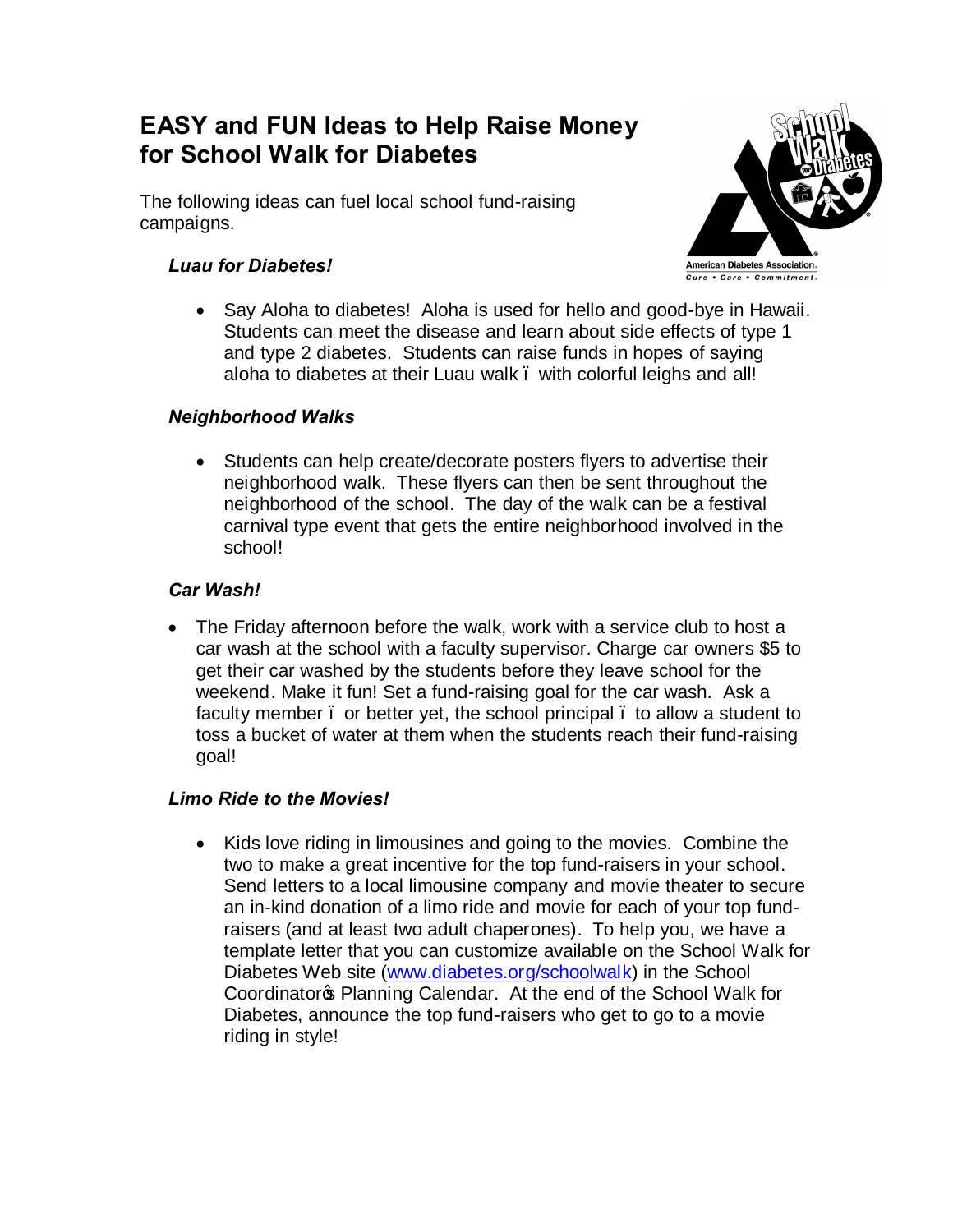# EASY and FUN Ideas to Help Raise Money for School Walk for Diabetes

The following ideas can fuel local school fund-raising campaigns.

### *Luau for Diabetes!*

- Say Aloha to diabetes! Aloha is used for hello and good-bye in Hawaii. Students can meet the disease and learn about side effects of type 1 and type 2 diabetes. Students can raise funds in hopes of saying aloha to diabetes at their Luau walk – with colorful leighs and all!

### *Neighborhood Walks*

- Students can help create/decorate posters flyers to advertise their neighborhood walk. These flyers can then be sent throughout the neighborhood of the school. The day of the walk can be a festival carnival type event that gets the entire neighborhood involved in the school!

### *Car Wash!*

- The Friday afternoon before the walk, work with a service club to host a car wash at the school with a faculty supervisor. Charge car owners $5 to get their car washed by the students before they leave school for the weekend. Make it fun! Set a fund-raising goal for the car wash. Ask a faculty member – or better yet, the school principal – to allow a student to toss a bucket of water at them when the students reach their fund-raising goal!

### *Limo Ride to the Movies!*

- Kids love riding in limousines and going to the movies. Combine the two to make a great incentive for the top fund-raisers in your school. Send letters to a local limousine company and movie theater to secure an in-kind donation of a limo ride and movie for each of your top fund-raisers (and at least two adult chaperones). To help you, we have a template letter that you can customize available on the School Walk for Diabetes Web site (www.diabetes.org/schoolwalk) in the School Coordinator's Planning Calendar. At the end of the School Walk for Diabetes, announce the top fund-raisers who get to go to a movie riding in style!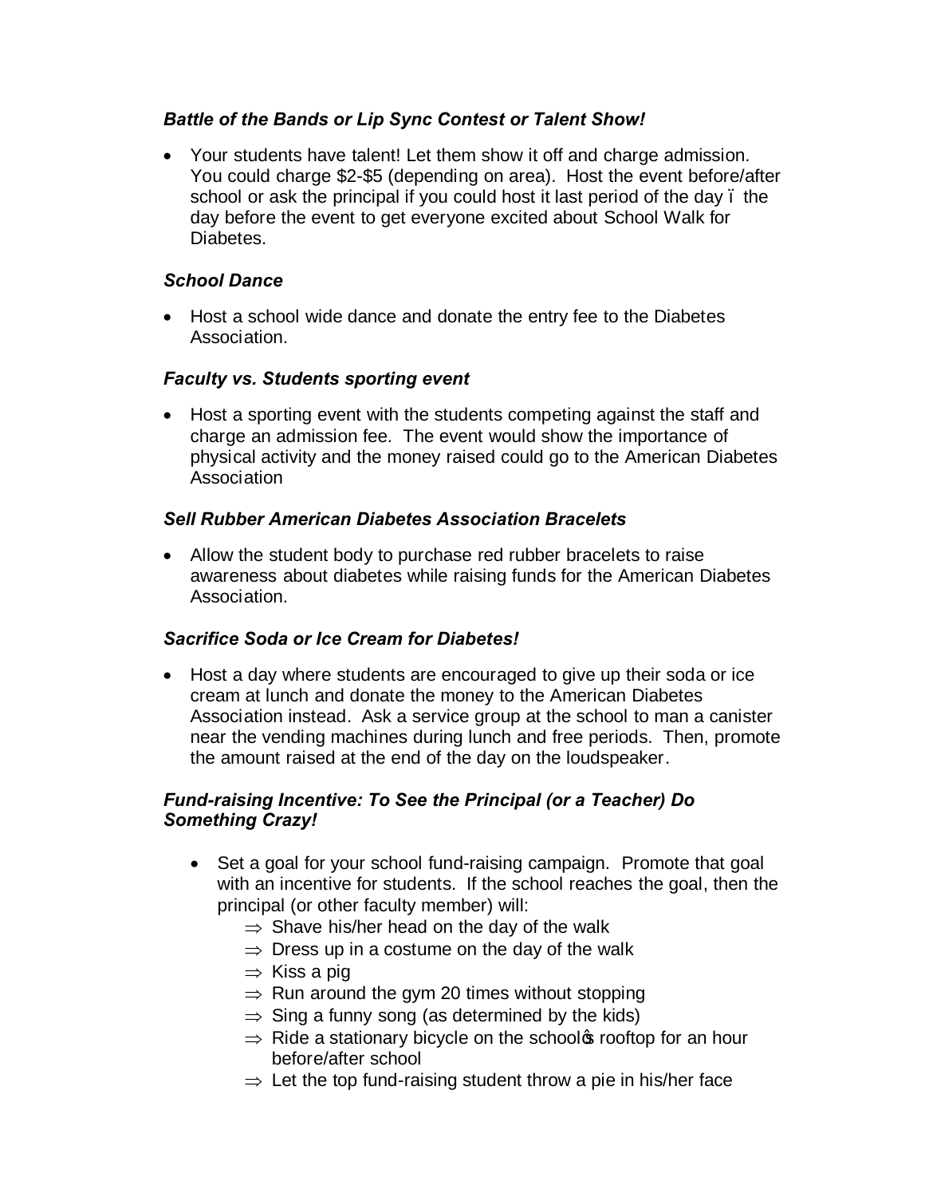***Battle of the Bands or Lip Sync Contest or Talent Show!***

- Your students have talent! Let them show it off and charge admission. You could charge $2-$5 (depending on area). Host the event before/after school or ask the principal if you could host it last period of the day – the day before the event to get everyone excited about School Walk for Diabetes.

***School Dance***

- Host a school wide dance and donate the entry fee to the Diabetes Association.

***Faculty vs. Students sporting event***

- Host a sporting event with the students competing against the staff and charge an admission fee. The event would show the importance of physical activity and the money raised could go to the American Diabetes Association

***Sell Rubber American Diabetes Association Bracelets***

- Allow the student body to purchase red rubber bracelets to raise awareness about diabetes while raising funds for the American Diabetes Association.

***Sacrifice Soda or Ice Cream for Diabetes!***

- Host a day where students are encouraged to give up their soda or ice cream at lunch and donate the money to the American Diabetes Association instead. Ask a service group at the school to man a canister near the vending machines during lunch and free periods. Then, promote the amount raised at the end of the day on the loudspeaker.

***Fund-raising Incentive: To See the Principal (or a Teacher) Do Something Crazy!***

- Set a goal for your school fund-raising campaign. Promote that goal with an incentive for students. If the school reaches the goal, then the principal (or other faculty member) will:
  - ⇒ Shave his/her head on the day of the walk
  - ⇒ Dress up in a costume on the day of the walk
  - ⇒ Kiss a pig
  - ⇒ Run around the gym 20 times without stopping
  - ⇒ Sing a funny song (as determined by the kids)
  - ⇒ Ride a stationary bicycle on the school's rooftop for an hour before/after school
  - ⇒ Let the top fund-raising student throw a pie in his/her face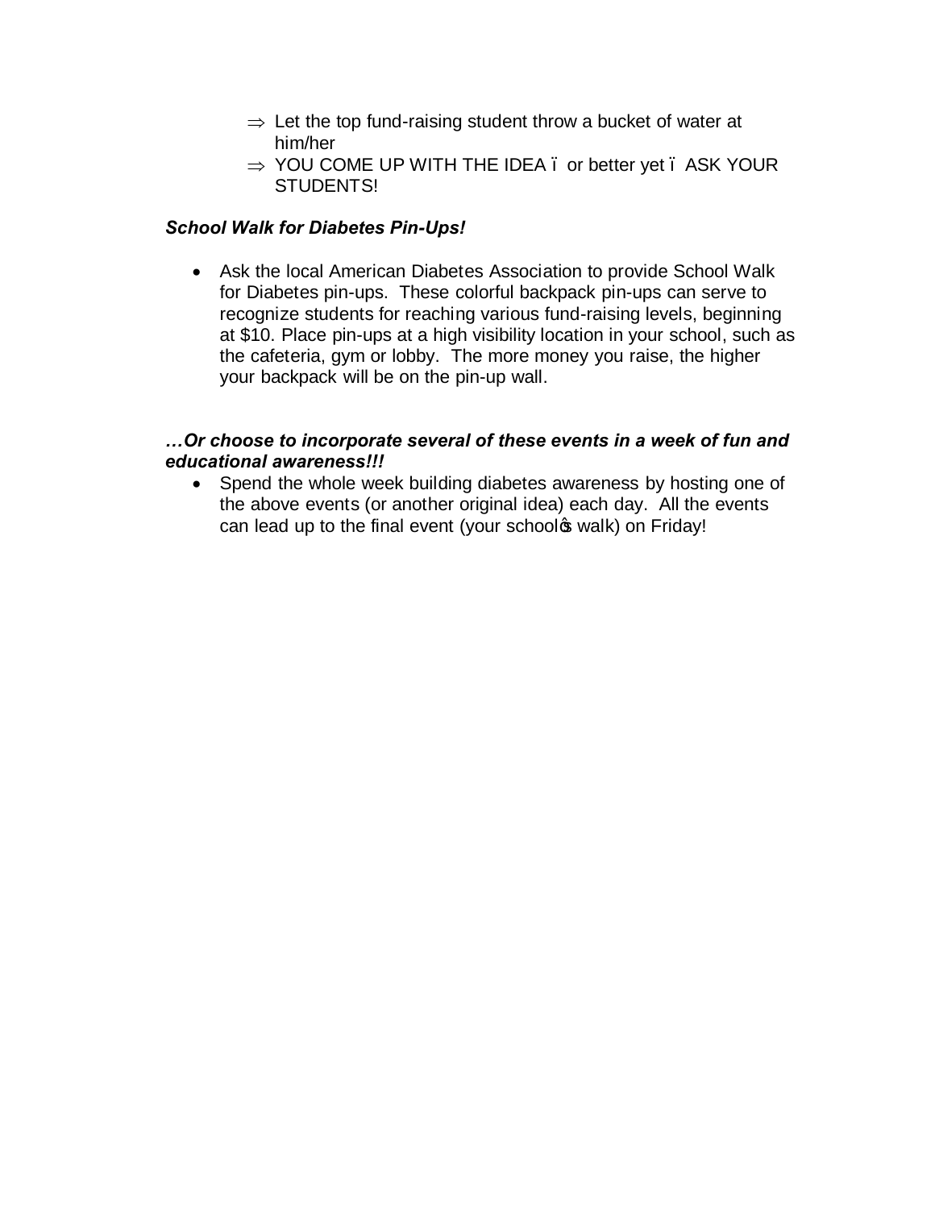- ⇒ Let the top fund-raising student throw a bucket of water at him/her
- ⇒ YOU COME UP WITH THE IDEA – or better yet – ASK YOUR STUDENTS!

***School Walk for Diabetes Pin-Ups!***

- Ask the local American Diabetes Association to provide School Walk for Diabetes pin-ups. These colorful backpack pin-ups can serve to recognize students for reaching various fund-raising levels, beginning at $10. Place pin-ups at a high visibility location in your school, such as the cafeteria, gym or lobby. The more money you raise, the higher your backpack will be on the pin-up wall.

***…Or choose to incorporate several of these events in a week of fun and educational awareness!!!***

- Spend the whole week building diabetes awareness by hosting one of the above events (or another original idea) each day. All the events can lead up to the final event (your school's walk) on Friday!